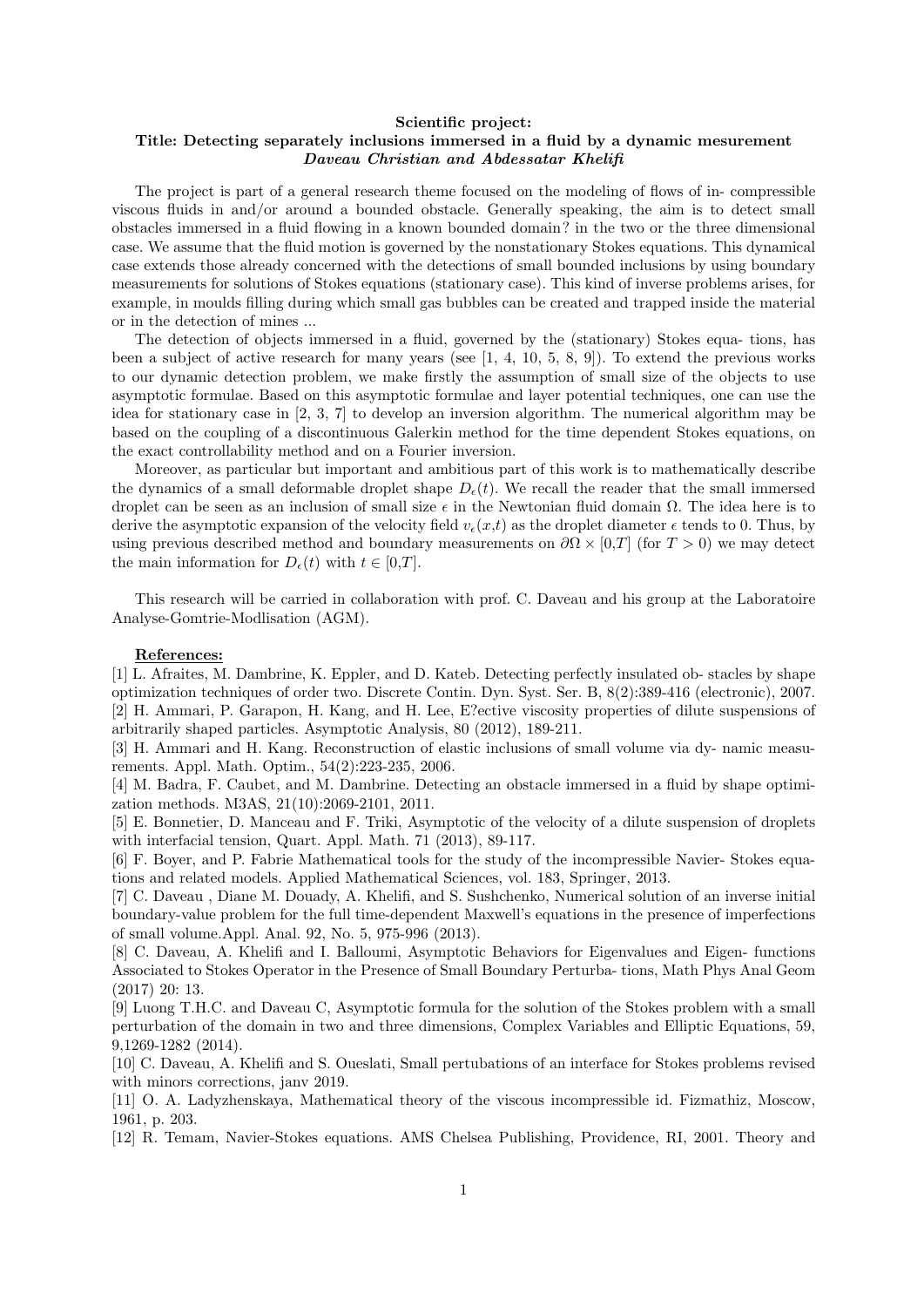**Scientific project:**
**Title: Detecting separately inclusions immersed in a fluid by a dynamic mesurement**
***Daveau Christian and Abdessatar Khelifi***

The project is part of a general research theme focused on the modeling of flows of in- compressible viscous fluids in and/or around a bounded obstacle. Generally speaking, the aim is to detect small obstacles immersed in a fluid flowing in a known bounded domain? in the two or the three dimensional case. We assume that the fluid motion is governed by the nonstationary Stokes equations. This dynamical case extends those already concerned with the detections of small bounded inclusions by using boundary measurements for solutions of Stokes equations (stationary case). This kind of inverse problems arises, for example, in moulds filling during which small gas bubbles can be created and trapped inside the material or in the detection of mines ...

The detection of objects immersed in a fluid, governed by the (stationary) Stokes equa- tions, has been a subject of active research for many years (see [1, 4, 10, 5, 8, 9]). To extend the previous works to our dynamic detection problem, we make firstly the assumption of small size of the objects to use asymptotic formulae. Based on this asymptotic formulae and layer potential techniques, one can use the idea for stationary case in [2, 3, 7] to develop an inversion algorithm. The numerical algorithm may be based on the coupling of a discontinuous Galerkin method for the time dependent Stokes equations, on the exact controllability method and on a Fourier inversion.

Moreover, as particular but important and ambitious part of this work is to mathematically describe the dynamics of a small deformable droplet shape $D_\epsilon(t)$. We recall the reader that the small immersed droplet can be seen as an inclusion of small size $\epsilon$ in the Newtonian fluid domain $\Omega$. The idea here is to derive the asymptotic expansion of the velocity field $v_\epsilon(x,t)$ as the droplet diameter $\epsilon$ tends to 0. Thus, by using previous described method and boundary measurements on $\partial\Omega \times [0,T]$ (for $T > 0$) we may detect the main information for $D_\epsilon(t)$ with $t \in [0,T]$.

This research will be carried in collaboration with prof. C. Daveau and his group at the Laboratoire Analyse-Gomtrie-Modlisation (AGM).

**References:**

[1] L. Afraites, M. Dambrine, K. Eppler, and D. Kateb. Detecting perfectly insulated ob- stacles by shape optimization techniques of order two. Discrete Contin. Dyn. Syst. Ser. B, 8(2):389-416 (electronic), 2007.

[2] H. Ammari, P. Garapon, H. Kang, and H. Lee, E?ective viscosity properties of dilute suspensions of arbitrarily shaped particles. Asymptotic Analysis, 80 (2012), 189-211.

[3] H. Ammari and H. Kang. Reconstruction of elastic inclusions of small volume via dy- namic measurements. Appl. Math. Optim., 54(2):223-235, 2006.

[4] M. Badra, F. Caubet, and M. Dambrine. Detecting an obstacle immersed in a fluid by shape optimization methods. M3AS, 21(10):2069-2101, 2011.

[5] E. Bonnetier, D. Manceau and F. Triki, Asymptotic of the velocity of a dilute suspension of droplets with interfacial tension, Quart. Appl. Math. 71 (2013), 89-117.

[6] F. Boyer, and P. Fabrie Mathematical tools for the study of the incompressible Navier- Stokes equations and related models. Applied Mathematical Sciences, vol. 183, Springer, 2013.

[7] C. Daveau , Diane M. Douady, A. Khelifi, and S. Sushchenko, Numerical solution of an inverse initial boundary-value problem for the full time-dependent Maxwell's equations in the presence of imperfections of small volume.Appl. Anal. 92, No. 5, 975-996 (2013).

[8] C. Daveau, A. Khelifi and I. Balloumi, Asymptotic Behaviors for Eigenvalues and Eigen- functions Associated to Stokes Operator in the Presence of Small Boundary Perturba- tions, Math Phys Anal Geom (2017) 20: 13.

[9] Luong T.H.C. and Daveau C, Asymptotic formula for the solution of the Stokes problem with a small perturbation of the domain in two and three dimensions, Complex Variables and Elliptic Equations, 59, 9,1269-1282 (2014).

[10] C. Daveau, A. Khelifi and S. Oueslati, Small pertubations of an interface for Stokes problems revised with minors corrections, janv 2019.

[11] O. A. Ladyzhenskaya, Mathematical theory of the viscous incompressible id. Fizmathiz, Moscow, 1961, p. 203.

[12] R. Temam, Navier-Stokes equations. AMS Chelsea Publishing, Providence, RI, 2001. Theory and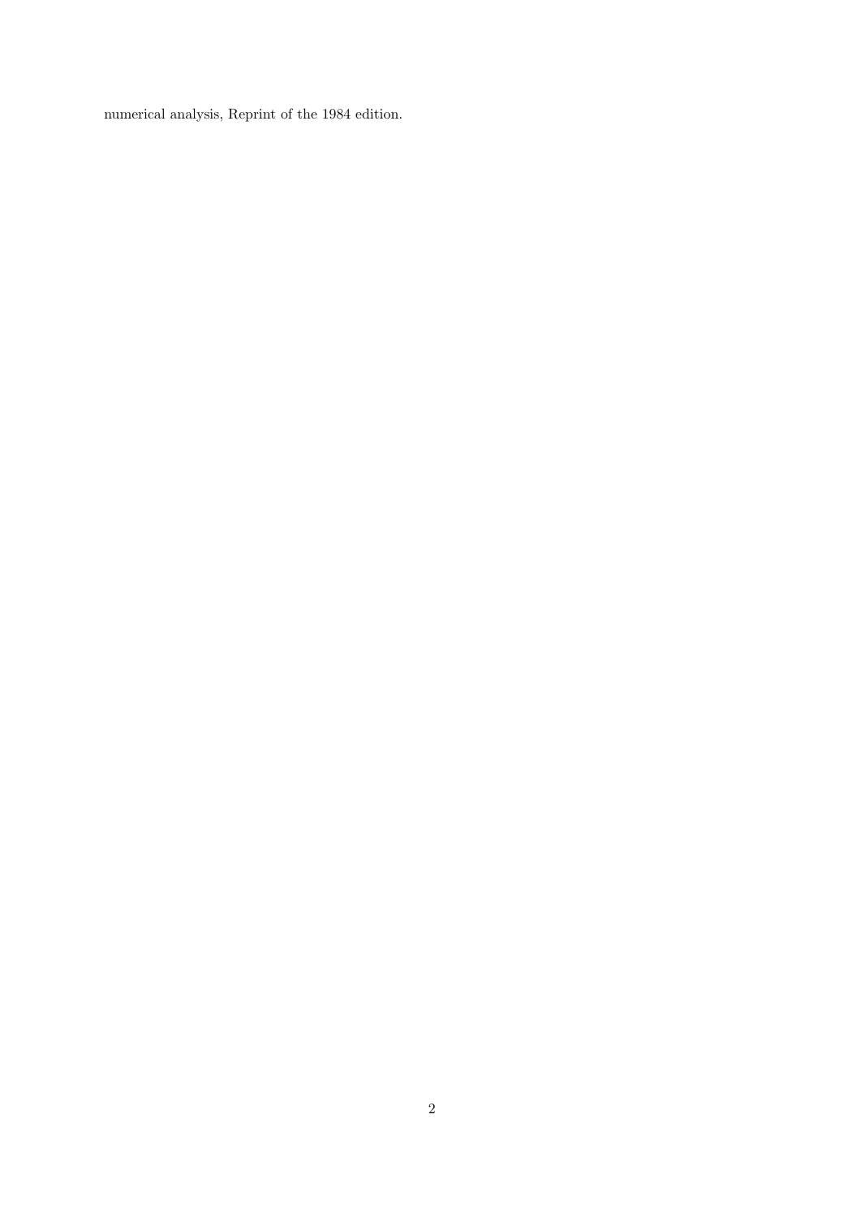numerical analysis, Reprint of the 1984 edition.